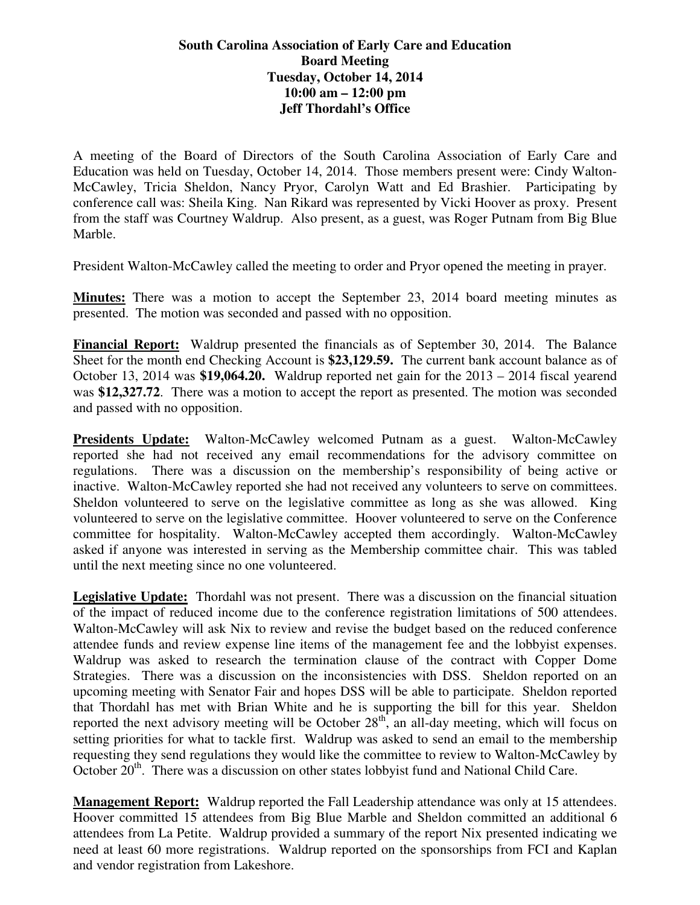**South Carolina Association of Early Care and Education**
**Board Meeting**
**Tuesday, October 14, 2014**
**10:00 am – 12:00 pm**
**Jeff Thordahl's Office**

A meeting of the Board of Directors of the South Carolina Association of Early Care and Education was held on Tuesday, October 14, 2014. Those members present were: Cindy Walton-McCawley, Tricia Sheldon, Nancy Pryor, Carolyn Watt and Ed Brashier. Participating by conference call was: Sheila King. Nan Rikard was represented by Vicki Hoover as proxy. Present from the staff was Courtney Waldrup. Also present, as a guest, was Roger Putnam from Big Blue Marble.

President Walton-McCawley called the meeting to order and Pryor opened the meeting in prayer.

**Minutes:** There was a motion to accept the September 23, 2014 board meeting minutes as presented. The motion was seconded and passed with no opposition.

**Financial Report:** Waldrup presented the financials as of September 30, 2014. The Balance Sheet for the month end Checking Account is **$23,129.59.** The current bank account balance as of October 13, 2014 was **$19,064.20.** Waldrup reported net gain for the 2013 – 2014 fiscal yearend was **$12,327.72**. There was a motion to accept the report as presented. The motion was seconded and passed with no opposition.

**Presidents Update:** Walton-McCawley welcomed Putnam as a guest. Walton-McCawley reported she had not received any email recommendations for the advisory committee on regulations. There was a discussion on the membership's responsibility of being active or inactive. Walton-McCawley reported she had not received any volunteers to serve on committees. Sheldon volunteered to serve on the legislative committee as long as she was allowed. King volunteered to serve on the legislative committee. Hoover volunteered to serve on the Conference committee for hospitality. Walton-McCawley accepted them accordingly. Walton-McCawley asked if anyone was interested in serving as the Membership committee chair. This was tabled until the next meeting since no one volunteered.

**Legislative Update:** Thordahl was not present. There was a discussion on the financial situation of the impact of reduced income due to the conference registration limitations of 500 attendees. Walton-McCawley will ask Nix to review and revise the budget based on the reduced conference attendee funds and review expense line items of the management fee and the lobbyist expenses. Waldrup was asked to research the termination clause of the contract with Copper Dome Strategies. There was a discussion on the inconsistencies with DSS. Sheldon reported on an upcoming meeting with Senator Fair and hopes DSS will be able to participate. Sheldon reported that Thordahl has met with Brian White and he is supporting the bill for this year. Sheldon reported the next advisory meeting will be October 28th, an all-day meeting, which will focus on setting priorities for what to tackle first. Waldrup was asked to send an email to the membership requesting they send regulations they would like the committee to review to Walton-McCawley by October 20th. There was a discussion on other states lobbyist fund and National Child Care.

**Management Report:** Waldrup reported the Fall Leadership attendance was only at 15 attendees. Hoover committed 15 attendees from Big Blue Marble and Sheldon committed an additional 6 attendees from La Petite. Waldrup provided a summary of the report Nix presented indicating we need at least 60 more registrations. Waldrup reported on the sponsorships from FCI and Kaplan and vendor registration from Lakeshore.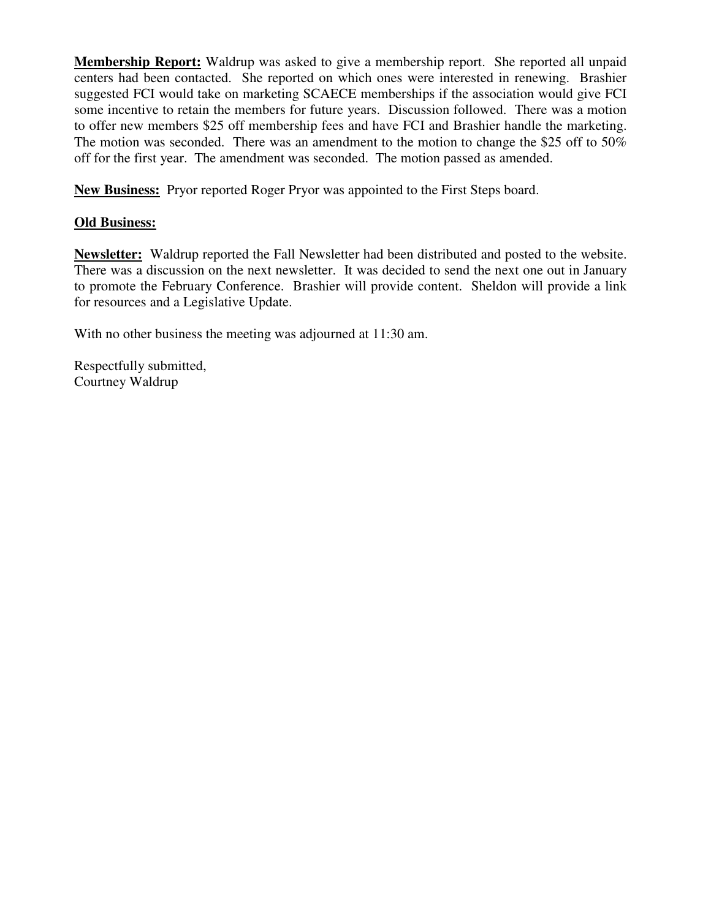**Membership Report:** Waldrup was asked to give a membership report. She reported all unpaid centers had been contacted. She reported on which ones were interested in renewing. Brashier suggested FCI would take on marketing SCAECE memberships if the association would give FCI some incentive to retain the members for future years. Discussion followed. There was a motion to offer new members $25 off membership fees and have FCI and Brashier handle the marketing. The motion was seconded. There was an amendment to the motion to change the $25 off to 50% off for the first year. The amendment was seconded. The motion passed as amended.

**New Business:** Pryor reported Roger Pryor was appointed to the First Steps board.

**Old Business:**

**Newsletter:** Waldrup reported the Fall Newsletter had been distributed and posted to the website. There was a discussion on the next newsletter. It was decided to send the next one out in January to promote the February Conference. Brashier will provide content. Sheldon will provide a link for resources and a Legislative Update.

With no other business the meeting was adjourned at 11:30 am.

Respectfully submitted,
Courtney Waldrup